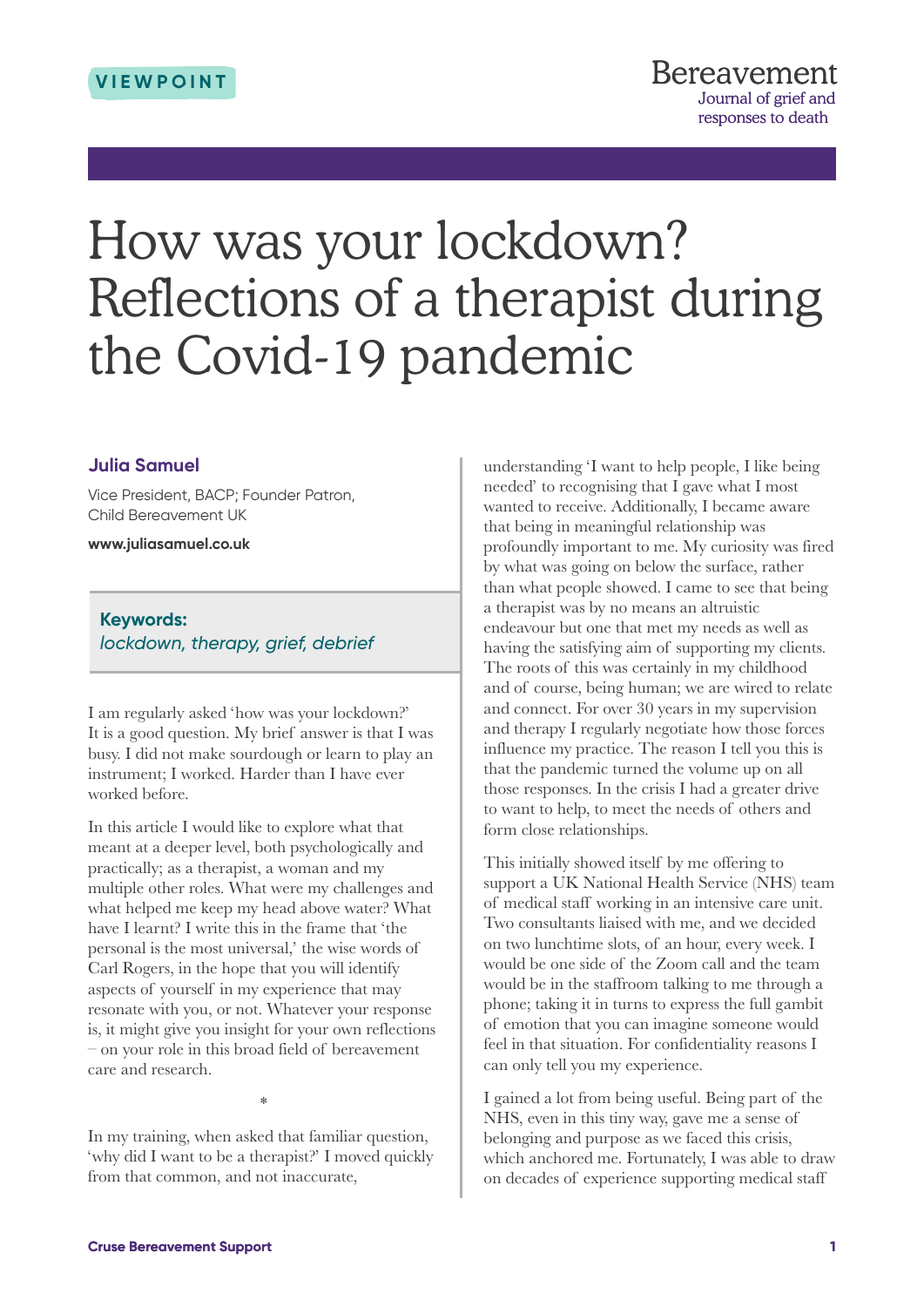VIEWPOINT

# How was your lockdown? Reflections of a therapist during the Covid-19 pandemic

**Julia Samuel**

Vice President, BACP; Founder Patron, Child Bereavement UK

**www.juliasamuel.co.uk**

**Keywords:**
*lockdown, therapy, grief, debrief*

I am regularly asked 'how was your lockdown?' It is a good question. My brief answer is that I was busy. I did not make sourdough or learn to play an instrument; I worked. Harder than I have ever worked before.

In this article I would like to explore what that meant at a deeper level, both psychologically and practically; as a therapist, a woman and my multiple other roles. What were my challenges and what helped me keep my head above water? What have I learnt? I write this in the frame that 'the personal is the most universal,' the wise words of Carl Rogers, in the hope that you will identify aspects of yourself in my experience that may resonate with you, or not. Whatever your response is, it might give you insight for your own reflections – on your role in this broad field of bereavement care and research.

*

In my training, when asked that familiar question, 'why did I want to be a therapist?' I moved quickly from that common, and not inaccurate, understanding 'I want to help people, I like being needed' to recognising that I gave what I most wanted to receive. Additionally, I became aware that being in meaningful relationship was profoundly important to me. My curiosity was fired by what was going on below the surface, rather than what people showed. I came to see that being a therapist was by no means an altruistic endeavour but one that met my needs as well as having the satisfying aim of supporting my clients. The roots of this was certainly in my childhood and of course, being human; we are wired to relate and connect. For over 30 years in my supervision and therapy I regularly negotiate how those forces influence my practice. The reason I tell you this is that the pandemic turned the volume up on all those responses. In the crisis I had a greater drive to want to help, to meet the needs of others and form close relationships.

This initially showed itself by me offering to support a UK National Health Service (NHS) team of medical staff working in an intensive care unit. Two consultants liaised with me, and we decided on two lunchtime slots, of an hour, every week. I would be one side of the Zoom call and the team would be in the staffroom talking to me through a phone; taking it in turns to express the full gambit of emotion that you can imagine someone would feel in that situation. For confidentiality reasons I can only tell you my experience.

I gained a lot from being useful. Being part of the NHS, even in this tiny way, gave me a sense of belonging and purpose as we faced this crisis, which anchored me. Fortunately, I was able to draw on decades of experience supporting medical staff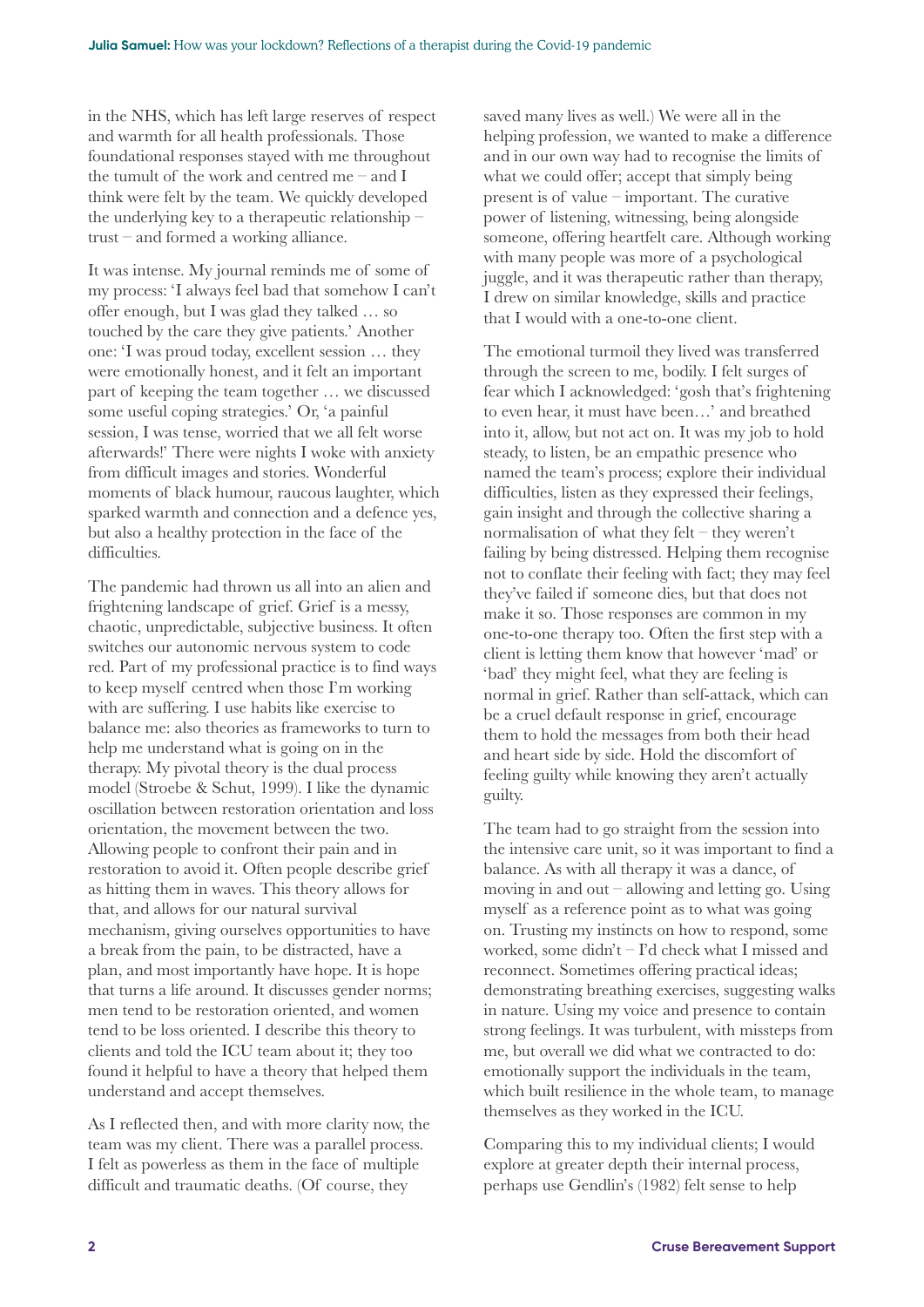in the NHS, which has left large reserves of respect and warmth for all health professionals. Those foundational responses stayed with me throughout the tumult of the work and centred me – and I think were felt by the team. We quickly developed the underlying key to a therapeutic relationship – trust – and formed a working alliance.

It was intense. My journal reminds me of some of my process: 'I always feel bad that somehow I can't offer enough, but I was glad they talked … so touched by the care they give patients.' Another one: 'I was proud today, excellent session … they were emotionally honest, and it felt an important part of keeping the team together … we discussed some useful coping strategies.' Or, 'a painful session, I was tense, worried that we all felt worse afterwards!' There were nights I woke with anxiety from difficult images and stories. Wonderful moments of black humour, raucous laughter, which sparked warmth and connection and a defence yes, but also a healthy protection in the face of the difficulties.

The pandemic had thrown us all into an alien and frightening landscape of grief. Grief is a messy, chaotic, unpredictable, subjective business. It often switches our autonomic nervous system to code red. Part of my professional practice is to find ways to keep myself centred when those I'm working with are suffering. I use habits like exercise to balance me: also theories as frameworks to turn to help me understand what is going on in the therapy. My pivotal theory is the dual process model (Stroebe & Schut, 1999). I like the dynamic oscillation between restoration orientation and loss orientation, the movement between the two. Allowing people to confront their pain and in restoration to avoid it. Often people describe grief as hitting them in waves. This theory allows for that, and allows for our natural survival mechanism, giving ourselves opportunities to have a break from the pain, to be distracted, have a plan, and most importantly have hope. It is hope that turns a life around. It discusses gender norms; men tend to be restoration oriented, and women tend to be loss oriented. I describe this theory to clients and told the ICU team about it; they too found it helpful to have a theory that helped them understand and accept themselves.

As I reflected then, and with more clarity now, the team was my client. There was a parallel process. I felt as powerless as them in the face of multiple difficult and traumatic deaths. (Of course, they saved many lives as well.) We were all in the helping profession, we wanted to make a difference and in our own way had to recognise the limits of what we could offer; accept that simply being present is of value – important. The curative power of listening, witnessing, being alongside someone, offering heartfelt care. Although working with many people was more of a psychological juggle, and it was therapeutic rather than therapy, I drew on similar knowledge, skills and practice that I would with a one-to-one client.

The emotional turmoil they lived was transferred through the screen to me, bodily. I felt surges of fear which I acknowledged: 'gosh that's frightening to even hear, it must have been…' and breathed into it, allow, but not act on. It was my job to hold steady, to listen, be an empathic presence who named the team's process; explore their individual difficulties, listen as they expressed their feelings, gain insight and through the collective sharing a normalisation of what they felt – they weren't failing by being distressed. Helping them recognise not to conflate their feeling with fact; they may feel they've failed if someone dies, but that does not make it so. Those responses are common in my one-to-one therapy too. Often the first step with a client is letting them know that however 'mad' or 'bad' they might feel, what they are feeling is normal in grief. Rather than self-attack, which can be a cruel default response in grief, encourage them to hold the messages from both their head and heart side by side. Hold the discomfort of feeling guilty while knowing they aren't actually guilty.

The team had to go straight from the session into the intensive care unit, so it was important to find a balance. As with all therapy it was a dance, of moving in and out – allowing and letting go. Using myself as a reference point as to what was going on. Trusting my instincts on how to respond, some worked, some didn't – I'd check what I missed and reconnect. Sometimes offering practical ideas; demonstrating breathing exercises, suggesting walks in nature. Using my voice and presence to contain strong feelings. It was turbulent, with missteps from me, but overall we did what we contracted to do: emotionally support the individuals in the team, which built resilience in the whole team, to manage themselves as they worked in the ICU.

Comparing this to my individual clients; I would explore at greater depth their internal process, perhaps use Gendlin's (1982) felt sense to help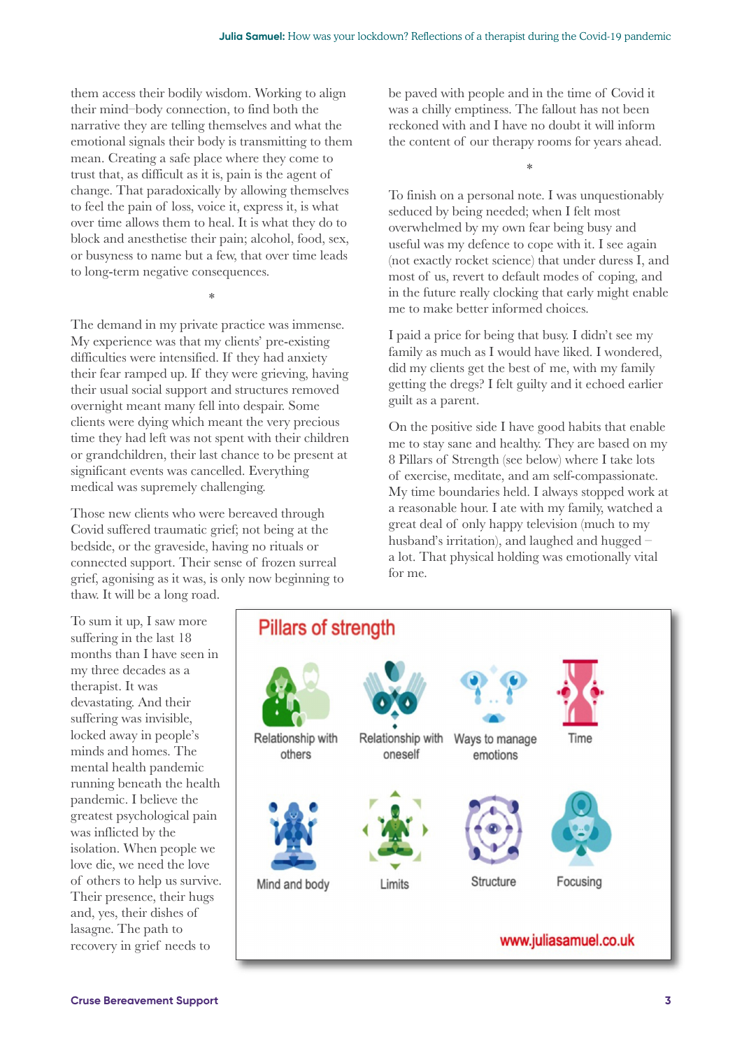them access their bodily wisdom. Working to align their mind–body connection, to find both the narrative they are telling themselves and what the emotional signals their body is transmitting to them mean. Creating a safe place where they come to trust that, as difficult as it is, pain is the agent of change. That paradoxically by allowing themselves to feel the pain of loss, voice it, express it, is what over time allows them to heal. It is what they do to block and anesthetise their pain; alcohol, food, sex, or busyness to name but a few, that over time leads to long-term negative consequences.

*

The demand in my private practice was immense. My experience was that my clients' pre-existing difficulties were intensified. If they had anxiety their fear ramped up. If they were grieving, having their usual social support and structures removed overnight meant many fell into despair. Some clients were dying which meant the very precious time they had left was not spent with their children or grandchildren, their last chance to be present at significant events was cancelled. Everything medical was supremely challenging.

Those new clients who were bereaved through Covid suffered traumatic grief; not being at the bedside, or the graveside, having no rituals or connected support. Their sense of frozen surreal grief, agonising as it was, is only now beginning to thaw. It will be a long road.

To sum it up, I saw more suffering in the last 18 months than I have seen in my three decades as a therapist. It was devastating. And their suffering was invisible, locked away in people's minds and homes. The mental health pandemic running beneath the health pandemic. I believe the greatest psychological pain was inflicted by the isolation. When people we love die, we need the love of others to help us survive. Their presence, their hugs and, yes, their dishes of lasagne. The path to recovery in grief needs to be paved with people and in the time of Covid it was a chilly emptiness. The fallout has not been reckoned with and I have no doubt it will inform the content of our therapy rooms for years ahead.

*

To finish on a personal note. I was unquestionably seduced by being needed; when I felt most overwhelmed by my own fear being busy and useful was my defence to cope with it. I see again (not exactly rocket science) that under duress I, and most of us, revert to default modes of coping, and in the future really clocking that early might enable me to make better informed choices.

I paid a price for being that busy. I didn't see my family as much as I would have liked. I wondered, did my clients get the best of me, with my family getting the dregs? I felt guilty and it echoed earlier guilt as a parent.

On the positive side I have good habits that enable me to stay sane and healthy. They are based on my 8 Pillars of Strength (see below) where I take lots of exercise, meditate, and am self-compassionate. My time boundaries held. I always stopped work at a reasonable hour. I ate with my family, watched a great deal of only happy television (much to my husband's irritation), and laughed and hugged – a lot. That physical holding was emotionally vital for me.

**Pillars of strength**

- Relationship with others
- Relationship with oneself
- Ways to manage emotions
- Time
- Mind and body
- Limits
- Structure
- Focusing

www.juliasamuel.co.uk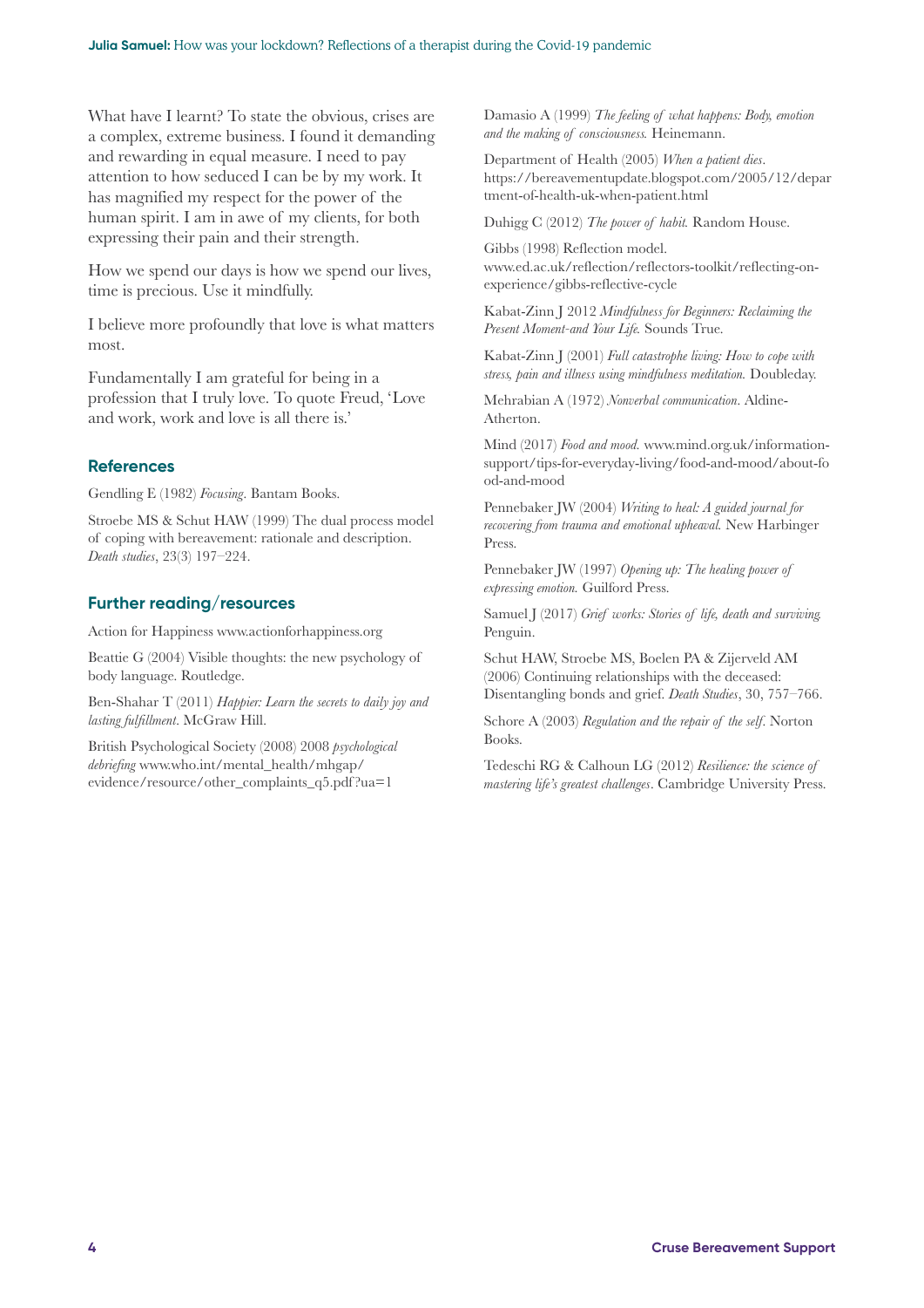What have I learnt? To state the obvious, crises are a complex, extreme business. I found it demanding and rewarding in equal measure. I need to pay attention to how seduced I can be by my work. It has magnified my respect for the power of the human spirit. I am in awe of my clients, for both expressing their pain and their strength.

How we spend our days is how we spend our lives, time is precious. Use it mindfully.

I believe more profoundly that love is what matters most.

Fundamentally I am grateful for being in a profession that I truly love. To quote Freud, 'Love and work, work and love is all there is.'

## References

Gendling E (1982) *Focusing*. Bantam Books.

Stroebe MS & Schut HAW (1999) The dual process model of coping with bereavement: rationale and description. *Death studies*, 23(3) 197–224.

## Further reading/resources

Action for Happiness www.actionforhappiness.org

Beattie G (2004) Visible thoughts: the new psychology of body language. Routledge.

Ben-Shahar T (2011) *Happier: Learn the secrets to daily joy and lasting fulfillment*. McGraw Hill.

British Psychological Society (2008) 2008 *psychological debriefing* www.who.int/mental_health/mhgap/evidence/resource/other_complaints_q5.pdf?ua=1

Damasio A (1999) *The feeling of what happens: Body, emotion and the making of consciousness.* Heinemann.

Department of Health (2005) *When a patient dies*. https://bereavementupdate.blogspot.com/2005/12/department-of-health-uk-when-patient.html

Duhigg C (2012) *The power of habit.* Random House.

Gibbs (1998) Reflection model. www.ed.ac.uk/reflection/reflectors-toolkit/reflecting-on-experience/gibbs-reflective-cycle

Kabat-Zinn J 2012 *Mindfulness for Beginners: Reclaiming the Present Moment-and Your Life.* Sounds True.

Kabat-Zinn J (2001) *Full catastrophe living: How to cope with stress, pain and illness using mindfulness meditation.* Doubleday.

Mehrabian A (1972) *Nonverbal communication*. Aldine-Atherton.

Mind (2017) *Food and mood.* www.mind.org.uk/information-support/tips-for-everyday-living/food-and-mood/about-food-and-mood

Pennebaker JW (2004) *Writing to heal: A guided journal for recovering from trauma and emotional upheaval.* New Harbinger Press.

Pennebaker JW (1997) *Opening up: The healing power of expressing emotion.* Guilford Press.

Samuel J (2017) *Grief works: Stories of life, death and surviving.* Penguin.

Schut HAW, Stroebe MS, Boelen PA & Zijerveld AM (2006) Continuing relationships with the deceased: Disentangling bonds and grief. *Death Studies*, 30, 757–766.

Schore A (2003) *Regulation and the repair of the self*. Norton Books.

Tedeschi RG & Calhoun LG (2012) *Resilience: the science of mastering life's greatest challenges*. Cambridge University Press.